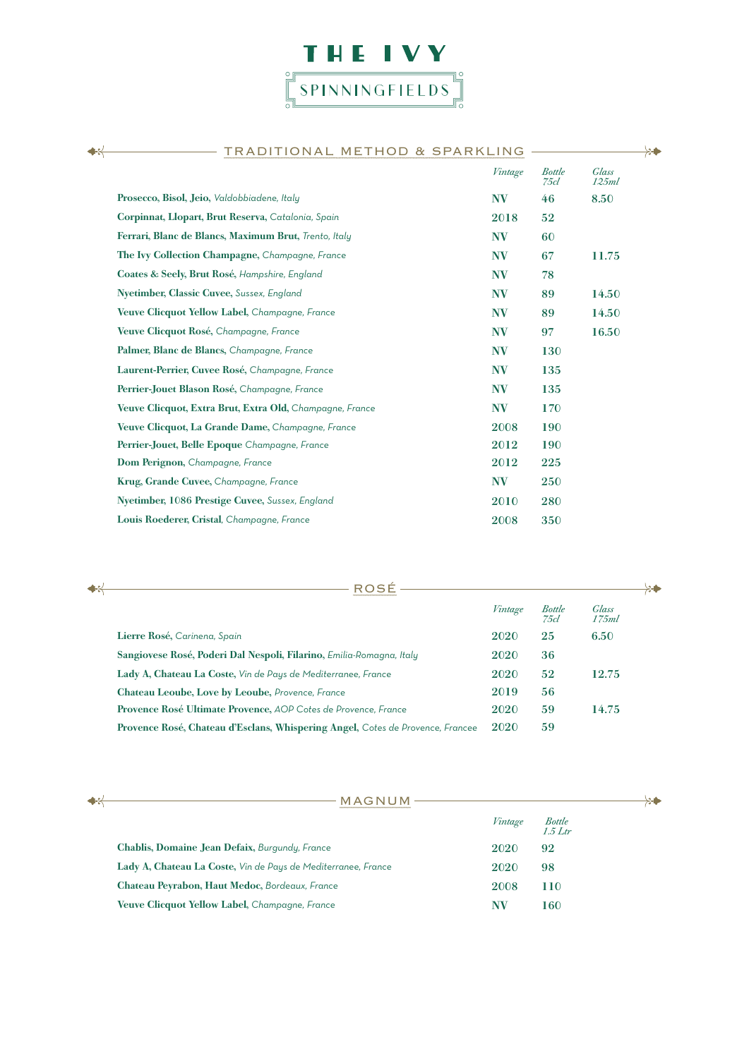# THE IVY

## SPINNINGFIELDS

## TRADITIONAL METHOD & SPARKLING

| | *Vintage* | *Bottle 75cl* | *Glass 125ml* |
|---|---|---|---|
| **Prosecco, Bisol, Jeio,** *Valdobbiadene, Italy* | NV | 46 | 8.50 |
| **Corpinnat, Llopart, Brut Reserva,** *Catalonia, Spain* | 2018 | 52 | |
| **Ferrari, Blanc de Blancs, Maximum Brut,** *Trento, Italy* | NV | 60 | |
| **The Ivy Collection Champagne,** *Champagne, France* | NV | 67 | 11.75 |
| **Coates & Seely, Brut Rosé,** *Hampshire, England* | NV | 78 | |
| **Nyetimber, Classic Cuvee,** *Sussex, England* | NV | 89 | 14.50 |
| **Veuve Clicquot Yellow Label,** *Champagne, France* | NV | 89 | 14.50 |
| **Veuve Clicquot Rosé,** *Champagne, France* | NV | 97 | 16.50 |
| **Palmer, Blanc de Blancs,** *Champagne, France* | NV | 130 | |
| **Laurent-Perrier, Cuvee Rosé,** *Champagne, France* | NV | 135 | |
| **Perrier-Jouet Blason Rosé,** *Champagne, France* | NV | 135 | |
| **Veuve Clicquot, Extra Brut, Extra Old,** *Champagne, France* | NV | 170 | |
| **Veuve Clicquot, La Grande Dame,** *Champagne, France* | 2008 | 190 | |
| **Perrier-Jouet, Belle Epoque** *Champagne, France* | 2012 | 190 | |
| **Dom Perignon,** *Champagne, France* | 2012 | 225 | |
| **Krug, Grande Cuvee,** *Champagne, France* | NV | 250 | |
| **Nyetimber, 1086 Prestige Cuvee,** *Sussex, England* | 2010 | 280 | |
| **Louis Roederer, Cristal,** *Champagne, France* | 2008 | 350 | |

## ROSÉ

| | *Vintage* | *Bottle 75cl* | *Glass 175ml* |
|---|---|---|---|
| **Lierre Rosé,** *Carinena, Spain* | 2020 | 25 | 6.50 |
| **Sangiovese Rosé, Poderi Dal Nespoli, Filarino,** *Emilia-Romagna, Italy* | 2020 | 36 | |
| **Lady A, Chateau La Coste,** *Vin de Pays de Mediterranee, France* | 2020 | 52 | 12.75 |
| **Chateau Leoube, Love by Leoube,** *Provence, France* | 2019 | 56 | |
| **Provence Rosé Ultimate Provence,** *AOP Cotes de Provence, France* | 2020 | 59 | 14.75 |
| **Provence Rosé, Chateau d'Esclans, Whispering Angel,** *Cotes de Provence, Francee* | 2020 | 59 | |

## MAGNUM

| | *Vintage* | *Bottle 1.5 Ltr* |
|---|---|---|
| **Chablis, Domaine Jean Defaix,** *Burgundy, France* | 2020 | 92 |
| **Lady A, Chateau La Coste,** *Vin de Pays de Mediterranee, France* | 2020 | 98 |
| **Chateau Peyrabon, Haut Medoc,** *Bordeaux, France* | 2008 | 110 |
| **Veuve Clicquot Yellow Label,** *Champagne, France* | NV | 160 |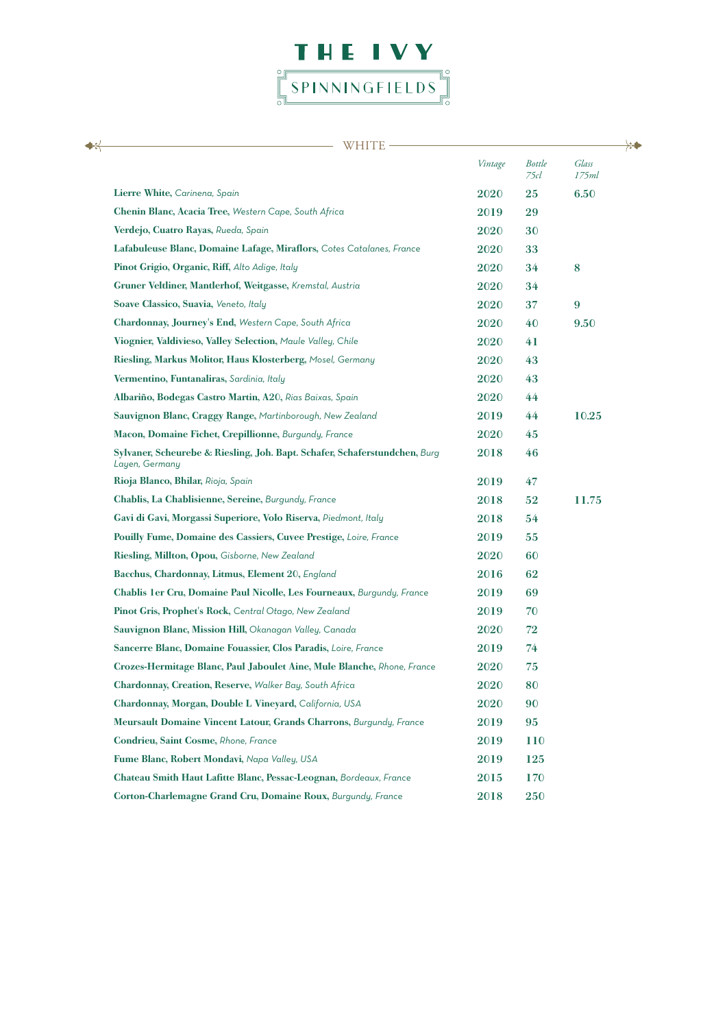# THE IVY

## SPINNINGFIELDS

### WHITE

| | *Vintage* | *Bottle 75cl* | *Glass 175ml* |
|---|---|---|---|
| **Lierre White,** *Carinena, Spain* | 2020 | 25 | 6.50 |
| **Chenin Blanc, Acacia Tree,** *Western Cape, South Africa* | 2019 | 29 | |
| **Verdejo, Cuatro Rayas,** *Rueda, Spain* | 2020 | 30 | |
| **Lafabuleuse Blanc, Domaine Lafage, Miraflors,** *Cotes Catalanes, France* | 2020 | 33 | |
| **Pinot Grigio, Organic, Riff,** *Alto Adige, Italy* | 2020 | 34 | 8 |
| **Gruner Veltliner, Mantlerhof, Weitgasse,** *Kremstal, Austria* | 2020 | 34 | |
| **Soave Classico, Suavia,** *Veneto, Italy* | 2020 | 37 | 9 |
| **Chardonnay, Journey's End,** *Western Cape, South Africa* | 2020 | 40 | 9.50 |
| **Viognier, Valdivieso, Valley Selection,** *Maule Valley, Chile* | 2020 | 41 | |
| **Riesling, Markus Molitor, Haus Klosterberg,** *Mosel, Germany* | 2020 | 43 | |
| **Vermentino, Funtanaliras,** *Sardinia, Italy* | 2020 | 43 | |
| **Albariño, Bodegas Castro Martin, A20,** *Rias Baixas, Spain* | 2020 | 44 | |
| **Sauvignon Blanc, Craggy Range,** *Martinborough, New Zealand* | 2019 | 44 | 10.25 |
| **Macon, Domaine Fichet, Crepillionne,** *Burgundy, France* | 2020 | 45 | |
| **Sylvaner, Scheurebe & Riesling, Joh. Bapt. Schafer, Schaferstundchen,** *Burg Layen, Germany* | 2018 | 46 | |
| **Rioja Blanco, Bhilar,** *Rioja, Spain* | 2019 | 47 | |
| **Chablis, La Chablisienne, Sereine,** *Burgundy, France* | 2018 | 52 | 11.75 |
| **Gavi di Gavi, Morgassi Superiore, Volo Riserva,** *Piedmont, Italy* | 2018 | 54 | |
| **Pouilly Fume, Domaine des Cassiers, Cuvee Prestige,** *Loire, France* | 2019 | 55 | |
| **Riesling, Millton, Opou,** *Gisborne, New Zealand* | 2020 | 60 | |
| **Bacchus, Chardonnay, Litmus, Element 20,** *England* | 2016 | 62 | |
| **Chablis 1er Cru, Domaine Paul Nicolle, Les Fourneaux,** *Burgundy, France* | 2019 | 69 | |
| **Pinot Gris, Prophet's Rock,** *Central Otago, New Zealand* | 2019 | 70 | |
| **Sauvignon Blanc, Mission Hill,** *Okanagan Valley, Canada* | 2020 | 72 | |
| **Sancerre Blanc, Domaine Fouassier, Clos Paradis,** *Loire, France* | 2019 | 74 | |
| **Crozes-Hermitage Blanc, Paul Jaboulet Aine, Mule Blanche,** *Rhone, France* | 2020 | 75 | |
| **Chardonnay, Creation, Reserve,** *Walker Bay, South Africa* | 2020 | 80 | |
| **Chardonnay, Morgan, Double L Vineyard,** *California, USA* | 2020 | 90 | |
| **Meursault Domaine Vincent Latour, Grands Charrons,** *Burgundy, France* | 2019 | 95 | |
| **Condrieu, Saint Cosme,** *Rhone, France* | 2019 | 110 | |
| **Fume Blanc, Robert Mondavi,** *Napa Valley, USA* | 2019 | 125 | |
| **Chateau Smith Haut Lafitte Blanc, Pessac-Leognan,** *Bordeaux, France* | 2015 | 170 | |
| **Corton-Charlemagne Grand Cru, Domaine Roux,** *Burgundy, France* | 2018 | 250 | |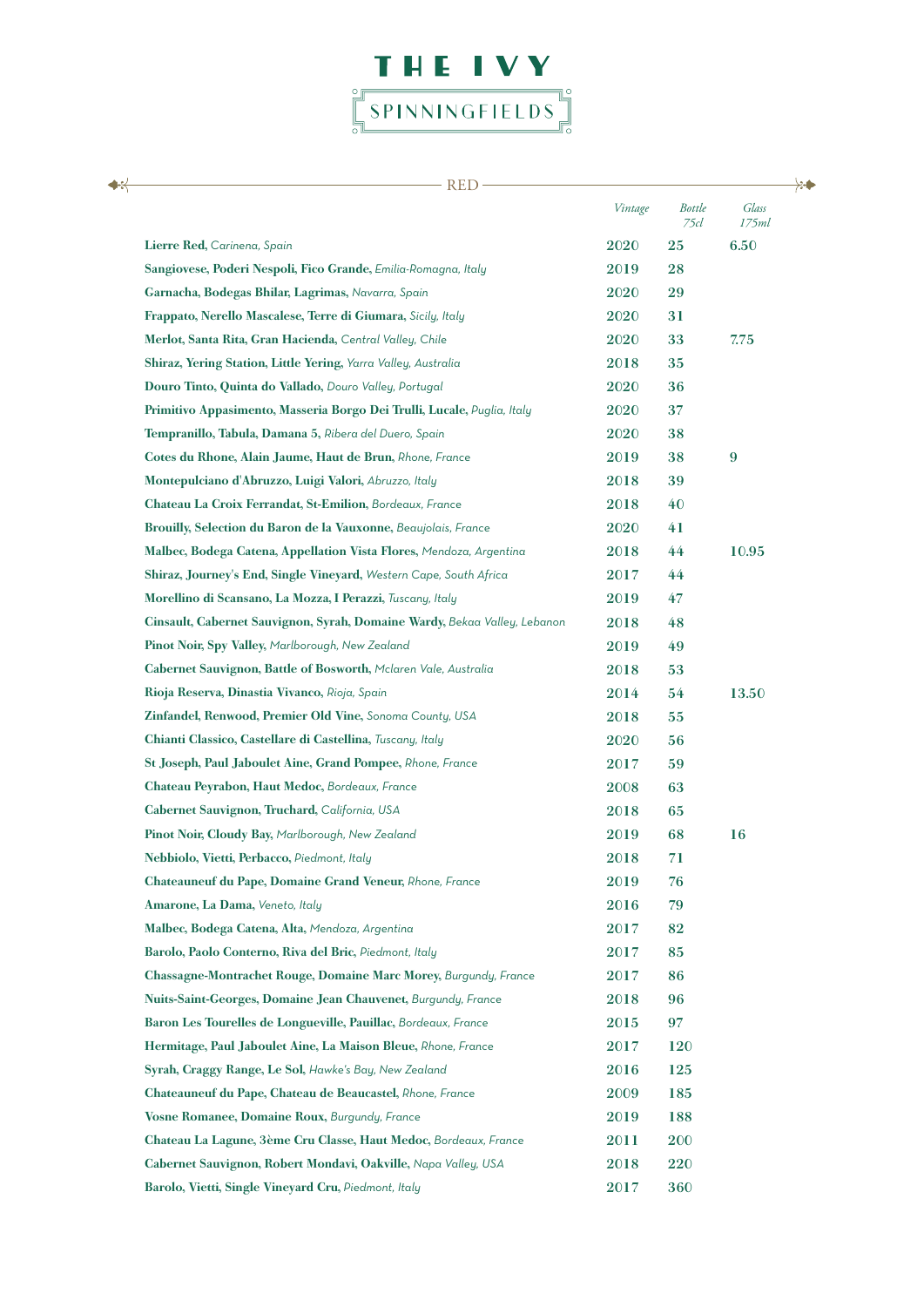# THE IVY

## SPINNINGFIELDS

### RED

| | *Vintage* | *Bottle 75cl* | *Glass 175ml* |
|---|---|---|---|
| **Lierre Red,** *Carinena, Spain* | 2020 | 25 | 6.50 |
| **Sangiovese, Poderi Nespoli, Fico Grande,** *Emilia-Romagna, Italy* | 2019 | 28 | |
| **Garnacha, Bodegas Bhilar, Lagrimas,** *Navarra, Spain* | 2020 | 29 | |
| **Frappato, Nerello Mascalese, Terre di Giumara,** *Sicily, Italy* | 2020 | 31 | |
| **Merlot, Santa Rita, Gran Hacienda,** *Central Valley, Chile* | 2020 | 33 | 7.75 |
| **Shiraz, Yering Station, Little Yering,** *Yarra Valley, Australia* | 2018 | 35 | |
| **Douro Tinto, Quinta do Vallado,** *Douro Valley, Portugal* | 2020 | 36 | |
| **Primitivo Appasimento, Masseria Borgo Dei Trulli, Lucale,** *Puglia, Italy* | 2020 | 37 | |
| **Tempranillo, Tabula, Damana 5,** *Ribera del Duero, Spain* | 2020 | 38 | |
| **Cotes du Rhone, Alain Jaume, Haut de Brun,** *Rhone, France* | 2019 | 38 | 9 |
| **Montepulciano d'Abruzzo, Luigi Valori,** *Abruzzo, Italy* | 2018 | 39 | |
| **Chateau La Croix Ferrandat, St-Emilion,** *Bordeaux, France* | 2018 | 40 | |
| **Brouilly, Selection du Baron de la Vauxonne,** *Beaujolais, France* | 2020 | 41 | |
| **Malbec, Bodega Catena, Appellation Vista Flores,** *Mendoza, Argentina* | 2018 | 44 | 10.95 |
| **Shiraz, Journey's End, Single Vineyard,** *Western Cape, South Africa* | 2017 | 44 | |
| **Morellino di Scansano, La Mozza, I Perazzi,** *Tuscany, Italy* | 2019 | 47 | |
| **Cinsault, Cabernet Sauvignon, Syrah, Domaine Wardy,** *Bekaa Valley, Lebanon* | 2018 | 48 | |
| **Pinot Noir, Spy Valley,** *Marlborough, New Zealand* | 2019 | 49 | |
| **Cabernet Sauvignon, Battle of Bosworth,** *Mclaren Vale, Australia* | 2018 | 53 | |
| **Rioja Reserva, Dinastia Vivanco,** *Rioja, Spain* | 2014 | 54 | 13.50 |
| **Zinfandel, Renwood, Premier Old Vine,** *Sonoma County, USA* | 2018 | 55 | |
| **Chianti Classico, Castellare di Castellina,** *Tuscany, Italy* | 2020 | 56 | |
| **St Joseph, Paul Jaboulet Aine, Grand Pompee,** *Rhone, France* | 2017 | 59 | |
| **Chateau Peyrabon, Haut Medoc,** *Bordeaux, France* | 2008 | 63 | |
| **Cabernet Sauvignon, Truchard,** *California, USA* | 2018 | 65 | |
| **Pinot Noir, Cloudy Bay,** *Marlborough, New Zealand* | 2019 | 68 | 16 |
| **Nebbiolo, Vietti, Perbacco,** *Piedmont, Italy* | 2018 | 71 | |
| **Chateauneuf du Pape, Domaine Grand Veneur,** *Rhone, France* | 2019 | 76 | |
| **Amarone, La Dama,** *Veneto, Italy* | 2016 | 79 | |
| **Malbec, Bodega Catena, Alta,** *Mendoza, Argentina* | 2017 | 82 | |
| **Barolo, Paolo Conterno, Riva del Bric,** *Piedmont, Italy* | 2017 | 85 | |
| **Chassagne-Montrachet Rouge, Domaine Marc Morey,** *Burgundy, France* | 2017 | 86 | |
| **Nuits-Saint-Georges, Domaine Jean Chauvenet,** *Burgundy, France* | 2018 | 96 | |
| **Baron Les Tourelles de Longueville, Pauillac,** *Bordeaux, France* | 2015 | 97 | |
| **Hermitage, Paul Jaboulet Aine, La Maison Bleue,** *Rhone, France* | 2017 | 120 | |
| **Syrah, Craggy Range, Le Sol,** *Hawke's Bay, New Zealand* | 2016 | 125 | |
| **Chateauneuf du Pape, Chateau de Beaucastel,** *Rhone, France* | 2009 | 185 | |
| **Vosne Romanee, Domaine Roux,** *Burgundy, France* | 2019 | 188 | |
| **Chateau La Lagune, 3ème Cru Classe, Haut Medoc,** *Bordeaux, France* | 2011 | 200 | |
| **Cabernet Sauvignon, Robert Mondavi, Oakville,** *Napa Valley, USA* | 2018 | 220 | |
| **Barolo, Vietti, Single Vineyard Cru,** *Piedmont, Italy* | 2017 | 360 | |